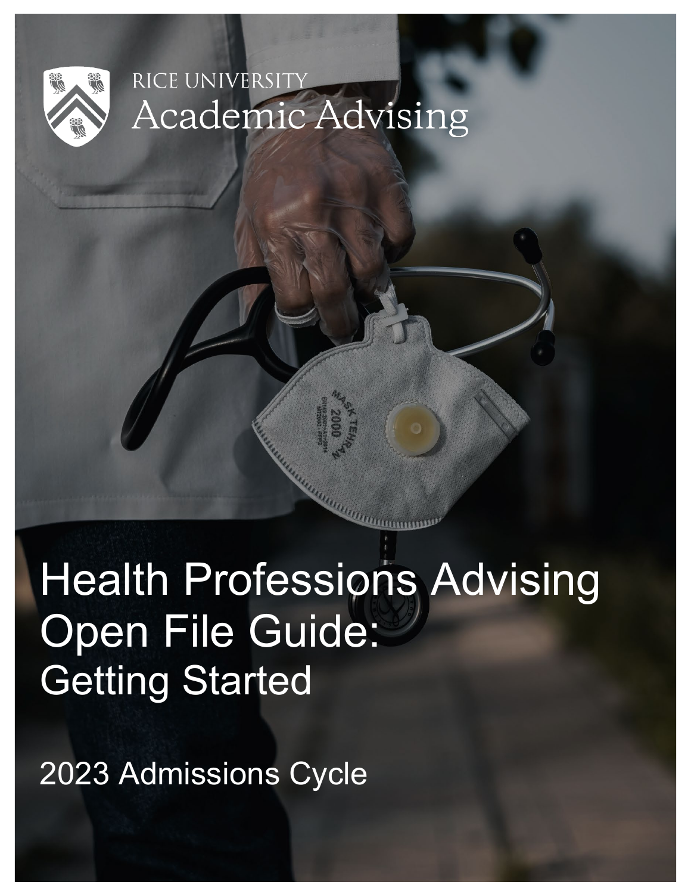RICE UNIVERSITY
Academic Advising

# Health Professions Advising Open File Guide:
## Getting Started

2023 Admissions Cycle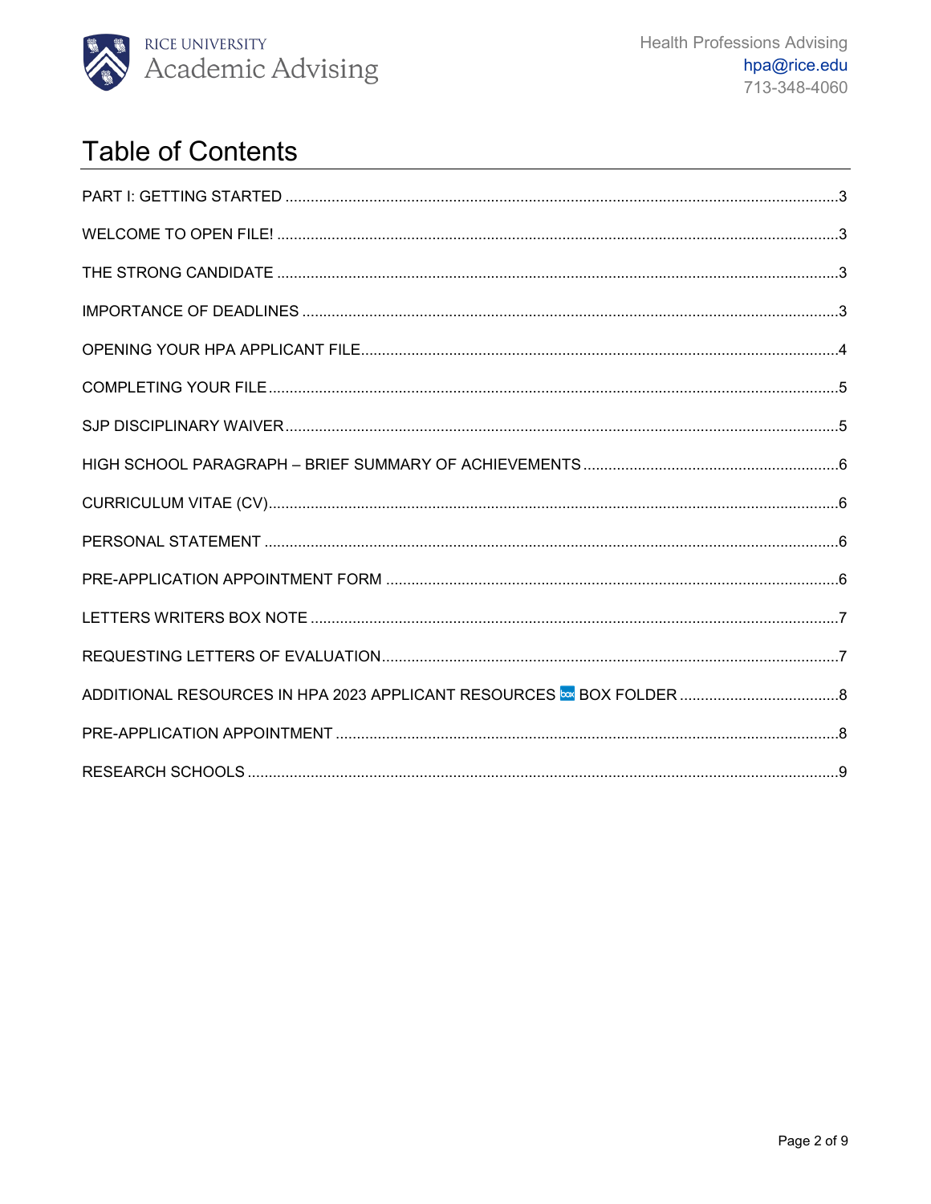# Table of Contents

PART I: GETTING STARTED .....3

WELCOME TO OPEN FILE! .....3

THE STRONG CANDIDATE .....3

IMPORTANCE OF DEADLINES .....3

OPENING YOUR HPA APPLICANT FILE .....4

COMPLETING YOUR FILE .....5

SJP DISCIPLINARY WAIVER .....5

HIGH SCHOOL PARAGRAPH – BRIEF SUMMARY OF ACHIEVEMENTS .....6

CURRICULUM VITAE (CV) .....6

PERSONAL STATEMENT .....6

PRE-APPLICATION APPOINTMENT FORM .....6

LETTERS WRITERS BOX NOTE .....7

REQUESTING LETTERS OF EVALUATION .....7

ADDITIONAL RESOURCES IN HPA 2023 APPLICANT RESOURCES BOX FOLDER .....8

PRE-APPLICATION APPOINTMENT .....8

RESEARCH SCHOOLS .....9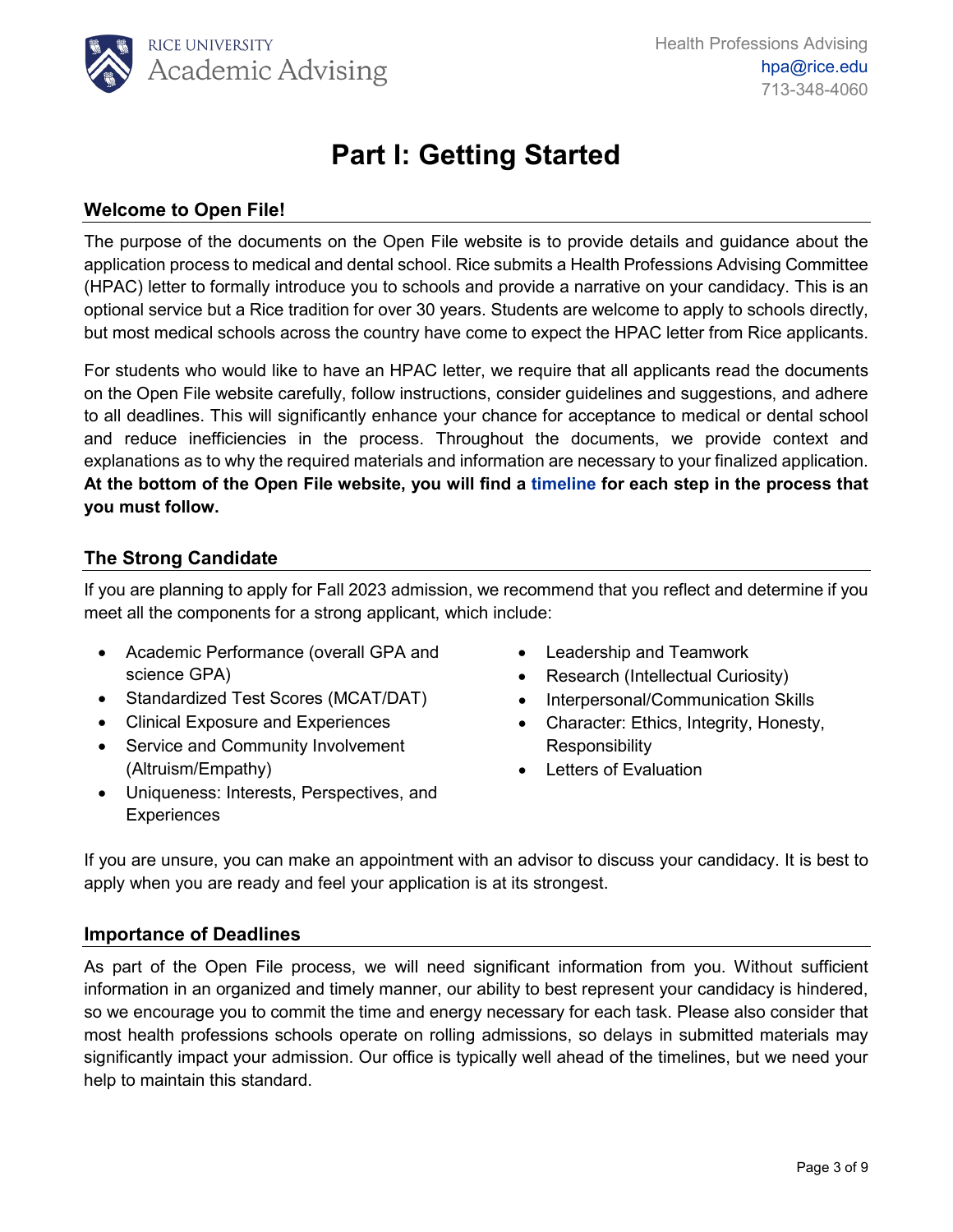# Part I: Getting Started

## Welcome to Open File!

The purpose of the documents on the Open File website is to provide details and guidance about the application process to medical and dental school. Rice submits a Health Professions Advising Committee (HPAC) letter to formally introduce you to schools and provide a narrative on your candidacy. This is an optional service but a Rice tradition for over 30 years. Students are welcome to apply to schools directly, but most medical schools across the country have come to expect the HPAC letter from Rice applicants.

For students who would like to have an HPAC letter, we require that all applicants read the documents on the Open File website carefully, follow instructions, consider guidelines and suggestions, and adhere to all deadlines. This will significantly enhance your chance for acceptance to medical or dental school and reduce inefficiencies in the process. Throughout the documents, we provide context and explanations as to why the required materials and information are necessary to your finalized application. **At the bottom of the Open File website, you will find a timeline for each step in the process that you must follow.**

## The Strong Candidate

If you are planning to apply for Fall 2023 admission, we recommend that you reflect and determine if you meet all the components for a strong applicant, which include:

- Academic Performance (overall GPA and science GPA)
- Standardized Test Scores (MCAT/DAT)
- Clinical Exposure and Experiences
- Service and Community Involvement (Altruism/Empathy)
- Uniqueness: Interests, Perspectives, and Experiences
- Leadership and Teamwork
- Research (Intellectual Curiosity)
- Interpersonal/Communication Skills
- Character: Ethics, Integrity, Honesty, Responsibility
- Letters of Evaluation

If you are unsure, you can make an appointment with an advisor to discuss your candidacy. It is best to apply when you are ready and feel your application is at its strongest.

## Importance of Deadlines

As part of the Open File process, we will need significant information from you. Without sufficient information in an organized and timely manner, our ability to best represent your candidacy is hindered, so we encourage you to commit the time and energy necessary for each task. Please also consider that most health professions schools operate on rolling admissions, so delays in submitted materials may significantly impact your admission. Our office is typically well ahead of the timelines, but we need your help to maintain this standard.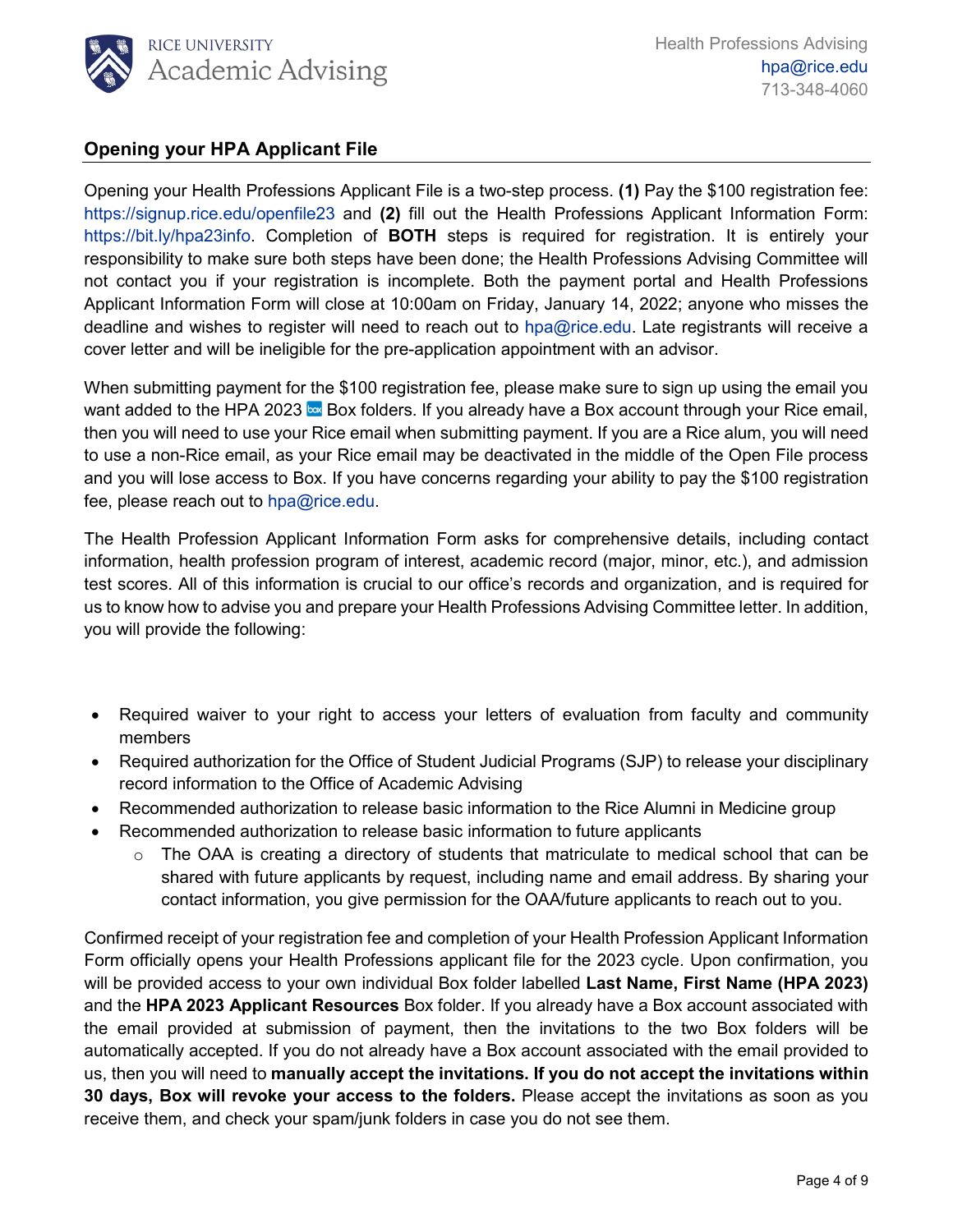## Opening your HPA Applicant File

Opening your Health Professions Applicant File is a two-step process. **(1)** Pay the $100 registration fee: https://signup.rice.edu/openfile23 and **(2)** fill out the Health Professions Applicant Information Form: https://bit.ly/hpa23info. Completion of **BOTH** steps is required for registration. It is entirely your responsibility to make sure both steps have been done; the Health Professions Advising Committee will not contact you if your registration is incomplete. Both the payment portal and Health Professions Applicant Information Form will close at 10:00am on Friday, January 14, 2022; anyone who misses the deadline and wishes to register will need to reach out to hpa@rice.edu. Late registrants will receive a cover letter and will be ineligible for the pre-application appointment with an advisor.

When submitting payment for the $100 registration fee, please make sure to sign up using the email you want added to the HPA 2023 Box folders. If you already have a Box account through your Rice email, then you will need to use your Rice email when submitting payment. If you are a Rice alum, you will need to use a non-Rice email, as your Rice email may be deactivated in the middle of the Open File process and you will lose access to Box. If you have concerns regarding your ability to pay the $100 registration fee, please reach out to hpa@rice.edu.

The Health Profession Applicant Information Form asks for comprehensive details, including contact information, health profession program of interest, academic record (major, minor, etc.), and admission test scores. All of this information is crucial to our office's records and organization, and is required for us to know how to advise you and prepare your Health Professions Advising Committee letter. In addition, you will provide the following:

- Required waiver to your right to access your letters of evaluation from faculty and community members
- Required authorization for the Office of Student Judicial Programs (SJP) to release your disciplinary record information to the Office of Academic Advising
- Recommended authorization to release basic information to the Rice Alumni in Medicine group
- Recommended authorization to release basic information to future applicants
    - The OAA is creating a directory of students that matriculate to medical school that can be shared with future applicants by request, including name and email address. By sharing your contact information, you give permission for the OAA/future applicants to reach out to you.

Confirmed receipt of your registration fee and completion of your Health Profession Applicant Information Form officially opens your Health Professions applicant file for the 2023 cycle. Upon confirmation, you will be provided access to your own individual Box folder labelled **Last Name, First Name (HPA 2023)** and the **HPA 2023 Applicant Resources** Box folder. If you already have a Box account associated with the email provided at submission of payment, then the invitations to the two Box folders will be automatically accepted. If you do not already have a Box account associated with the email provided to us, then you will need to **manually accept the invitations. If you do not accept the invitations within 30 days, Box will revoke your access to the folders.** Please accept the invitations as soon as you receive them, and check your spam/junk folders in case you do not see them.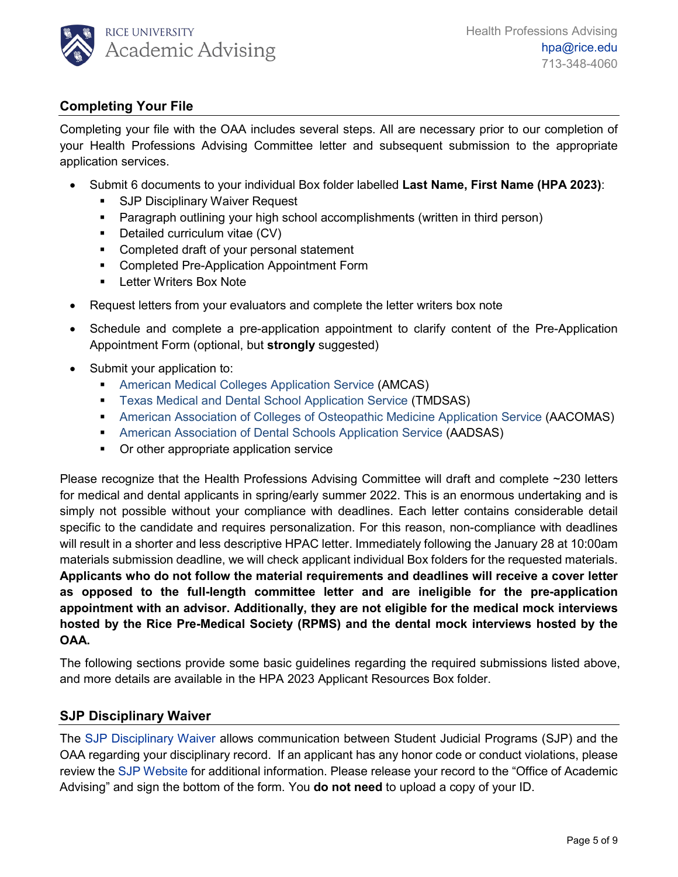## Completing Your File

Completing your file with the OAA includes several steps. All are necessary prior to our completion of your Health Professions Advising Committee letter and subsequent submission to the appropriate application services.

- Submit 6 documents to your individual Box folder labelled **Last Name, First Name (HPA 2023)**:
  - SJP Disciplinary Waiver Request
  - Paragraph outlining your high school accomplishments (written in third person)
  - Detailed curriculum vitae (CV)
  - Completed draft of your personal statement
  - Completed Pre-Application Appointment Form
  - Letter Writers Box Note
- Request letters from your evaluators and complete the letter writers box note
- Schedule and complete a pre-application appointment to clarify content of the Pre-Application Appointment Form (optional, but **strongly** suggested)
- Submit your application to:
  - American Medical Colleges Application Service (AMCAS)
  - Texas Medical and Dental School Application Service (TMDSAS)
  - American Association of Colleges of Osteopathic Medicine Application Service (AACOMAS)
  - American Association of Dental Schools Application Service (AADSAS)
  - Or other appropriate application service

Please recognize that the Health Professions Advising Committee will draft and complete ~230 letters for medical and dental applicants in spring/early summer 2022. This is an enormous undertaking and is simply not possible without your compliance with deadlines. Each letter contains considerable detail specific to the candidate and requires personalization. For this reason, non-compliance with deadlines will result in a shorter and less descriptive HPAC letter. Immediately following the January 28 at 10:00am materials submission deadline, we will check applicant individual Box folders for the requested materials. **Applicants who do not follow the material requirements and deadlines will receive a cover letter as opposed to the full-length committee letter and are ineligible for the pre-application appointment with an advisor. Additionally, they are not eligible for the medical mock interviews hosted by the Rice Pre-Medical Society (RPMS) and the dental mock interviews hosted by the OAA.**

The following sections provide some basic guidelines regarding the required submissions listed above, and more details are available in the HPA 2023 Applicant Resources Box folder.

## SJP Disciplinary Waiver

The SJP Disciplinary Waiver allows communication between Student Judicial Programs (SJP) and the OAA regarding your disciplinary record. If an applicant has any honor code or conduct violations, please review the SJP Website for additional information. Please release your record to the "Office of Academic Advising" and sign the bottom of the form. You **do not need** to upload a copy of your ID.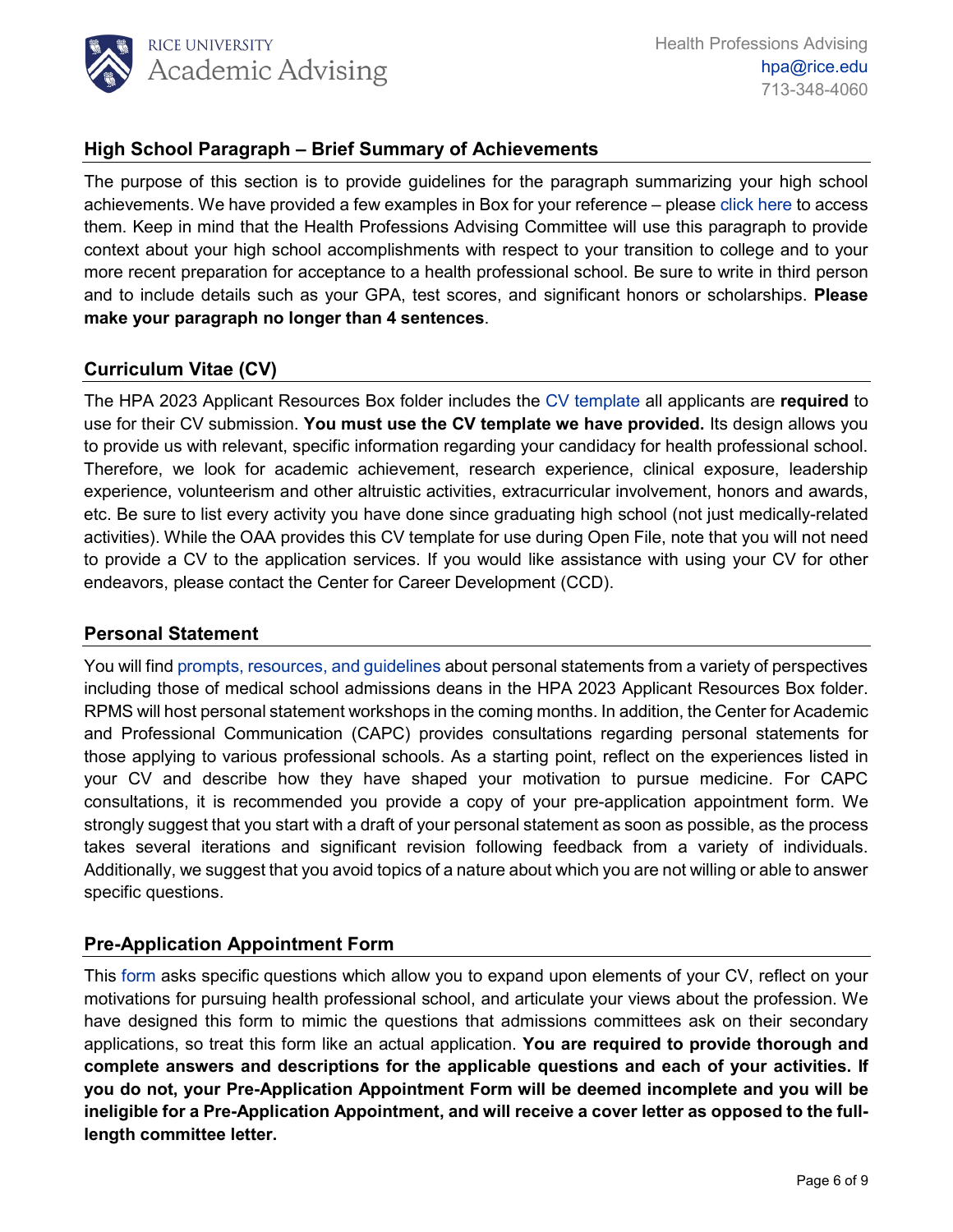## High School Paragraph – Brief Summary of Achievements

The purpose of this section is to provide guidelines for the paragraph summarizing your high school achievements. We have provided a few examples in Box for your reference – please click here to access them. Keep in mind that the Health Professions Advising Committee will use this paragraph to provide context about your high school accomplishments with respect to your transition to college and to your more recent preparation for acceptance to a health professional school. Be sure to write in third person and to include details such as your GPA, test scores, and significant honors or scholarships. **Please make your paragraph no longer than 4 sentences**.

## Curriculum Vitae (CV)

The HPA 2023 Applicant Resources Box folder includes the CV template all applicants are **required** to use for their CV submission. **You must use the CV template we have provided.** Its design allows you to provide us with relevant, specific information regarding your candidacy for health professional school. Therefore, we look for academic achievement, research experience, clinical exposure, leadership experience, volunteerism and other altruistic activities, extracurricular involvement, honors and awards, etc. Be sure to list every activity you have done since graduating high school (not just medically-related activities). While the OAA provides this CV template for use during Open File, note that you will not need to provide a CV to the application services. If you would like assistance with using your CV for other endeavors, please contact the Center for Career Development (CCD).

## Personal Statement

You will find prompts, resources, and guidelines about personal statements from a variety of perspectives including those of medical school admissions deans in the HPA 2023 Applicant Resources Box folder. RPMS will host personal statement workshops in the coming months. In addition, the Center for Academic and Professional Communication (CAPC) provides consultations regarding personal statements for those applying to various professional schools. As a starting point, reflect on the experiences listed in your CV and describe how they have shaped your motivation to pursue medicine. For CAPC consultations, it is recommended you provide a copy of your pre-application appointment form. We strongly suggest that you start with a draft of your personal statement as soon as possible, as the process takes several iterations and significant revision following feedback from a variety of individuals. Additionally, we suggest that you avoid topics of a nature about which you are not willing or able to answer specific questions.

## Pre-Application Appointment Form

This form asks specific questions which allow you to expand upon elements of your CV, reflect on your motivations for pursuing health professional school, and articulate your views about the profession. We have designed this form to mimic the questions that admissions committees ask on their secondary applications, so treat this form like an actual application. **You are required to provide thorough and complete answers and descriptions for the applicable questions and each of your activities. If you do not, your Pre-Application Appointment Form will be deemed incomplete and you will be ineligible for a Pre-Application Appointment, and will receive a cover letter as opposed to the full-length committee letter.**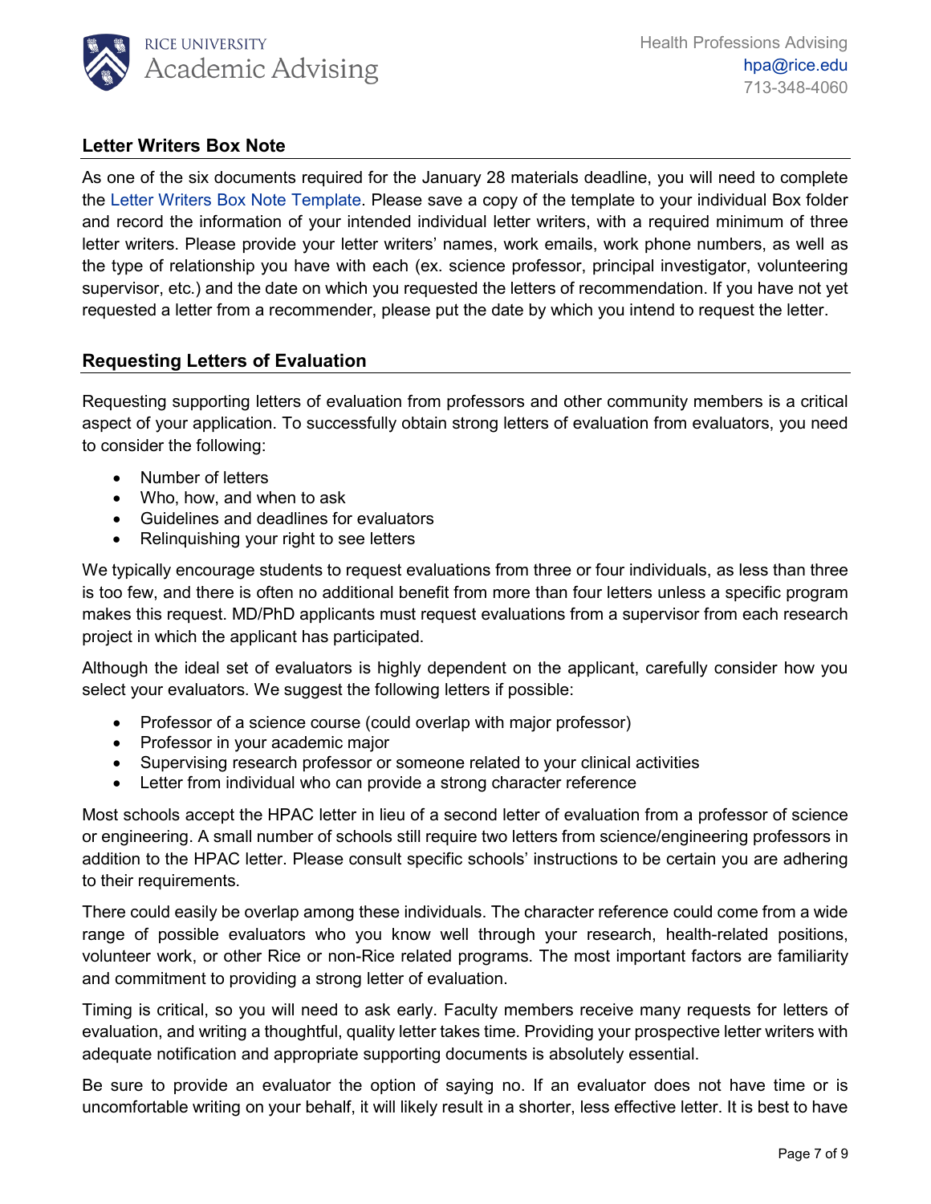## Letter Writers Box Note

As one of the six documents required for the January 28 materials deadline, you will need to complete the Letter Writers Box Note Template. Please save a copy of the template to your individual Box folder and record the information of your intended individual letter writers, with a required minimum of three letter writers. Please provide your letter writers' names, work emails, work phone numbers, as well as the type of relationship you have with each (ex. science professor, principal investigator, volunteering supervisor, etc.) and the date on which you requested the letters of recommendation. If you have not yet requested a letter from a recommender, please put the date by which you intend to request the letter.

## Requesting Letters of Evaluation

Requesting supporting letters of evaluation from professors and other community members is a critical aspect of your application. To successfully obtain strong letters of evaluation from evaluators, you need to consider the following:

- Number of letters
- Who, how, and when to ask
- Guidelines and deadlines for evaluators
- Relinquishing your right to see letters

We typically encourage students to request evaluations from three or four individuals, as less than three is too few, and there is often no additional benefit from more than four letters unless a specific program makes this request. MD/PhD applicants must request evaluations from a supervisor from each research project in which the applicant has participated.

Although the ideal set of evaluators is highly dependent on the applicant, carefully consider how you select your evaluators. We suggest the following letters if possible:

- Professor of a science course (could overlap with major professor)
- Professor in your academic major
- Supervising research professor or someone related to your clinical activities
- Letter from individual who can provide a strong character reference

Most schools accept the HPAC letter in lieu of a second letter of evaluation from a professor of science or engineering. A small number of schools still require two letters from science/engineering professors in addition to the HPAC letter. Please consult specific schools' instructions to be certain you are adhering to their requirements.

There could easily be overlap among these individuals. The character reference could come from a wide range of possible evaluators who you know well through your research, health-related positions, volunteer work, or other Rice or non-Rice related programs. The most important factors are familiarity and commitment to providing a strong letter of evaluation.

Timing is critical, so you will need to ask early. Faculty members receive many requests for letters of evaluation, and writing a thoughtful, quality letter takes time. Providing your prospective letter writers with adequate notification and appropriate supporting documents is absolutely essential.

Be sure to provide an evaluator the option of saying no. If an evaluator does not have time or is uncomfortable writing on your behalf, it will likely result in a shorter, less effective letter. It is best to have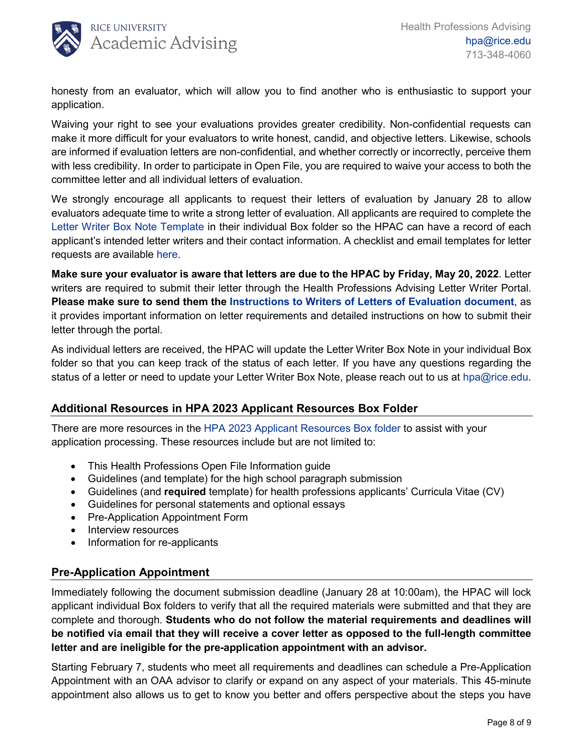honesty from an evaluator, which will allow you to find another who is enthusiastic to support your application.

Waiving your right to see your evaluations provides greater credibility. Non-confidential requests can make it more difficult for your evaluators to write honest, candid, and objective letters. Likewise, schools are informed if evaluation letters are non-confidential, and whether correctly or incorrectly, perceive them with less credibility. In order to participate in Open File, you are required to waive your access to both the committee letter and all individual letters of evaluation.

We strongly encourage all applicants to request their letters of evaluation by January 28 to allow evaluators adequate time to write a strong letter of evaluation. All applicants are required to complete the Letter Writer Box Note Template in their individual Box folder so the HPAC can have a record of each applicant's intended letter writers and their contact information. A checklist and email templates for letter requests are available here.

**Make sure your evaluator is aware that letters are due to the HPAC by Friday, May 20, 2022**. Letter writers are required to submit their letter through the Health Professions Advising Letter Writer Portal. **Please make sure to send them the Instructions to Writers of Letters of Evaluation document**, as it provides important information on letter requirements and detailed instructions on how to submit their letter through the portal.

As individual letters are received, the HPAC will update the Letter Writer Box Note in your individual Box folder so that you can keep track of the status of each letter. If you have any questions regarding the status of a letter or need to update your Letter Writer Box Note, please reach out to us at hpa@rice.edu.

## Additional Resources in HPA 2023 Applicant Resources Box Folder

There are more resources in the HPA 2023 Applicant Resources Box folder to assist with your application processing. These resources include but are not limited to:

- This Health Professions Open File Information guide
- Guidelines (and template) for the high school paragraph submission
- Guidelines (and **required** template) for health professions applicants' Curricula Vitae (CV)
- Guidelines for personal statements and optional essays
- Pre-Application Appointment Form
- Interview resources
- Information for re-applicants

## Pre-Application Appointment

Immediately following the document submission deadline (January 28 at 10:00am), the HPAC will lock applicant individual Box folders to verify that all the required materials were submitted and that they are complete and thorough. **Students who do not follow the material requirements and deadlines will be notified via email that they will receive a cover letter as opposed to the full-length committee letter and are ineligible for the pre-application appointment with an advisor.**

Starting February 7, students who meet all requirements and deadlines can schedule a Pre-Application Appointment with an OAA advisor to clarify or expand on any aspect of your materials. This 45-minute appointment also allows us to get to know you better and offers perspective about the steps you have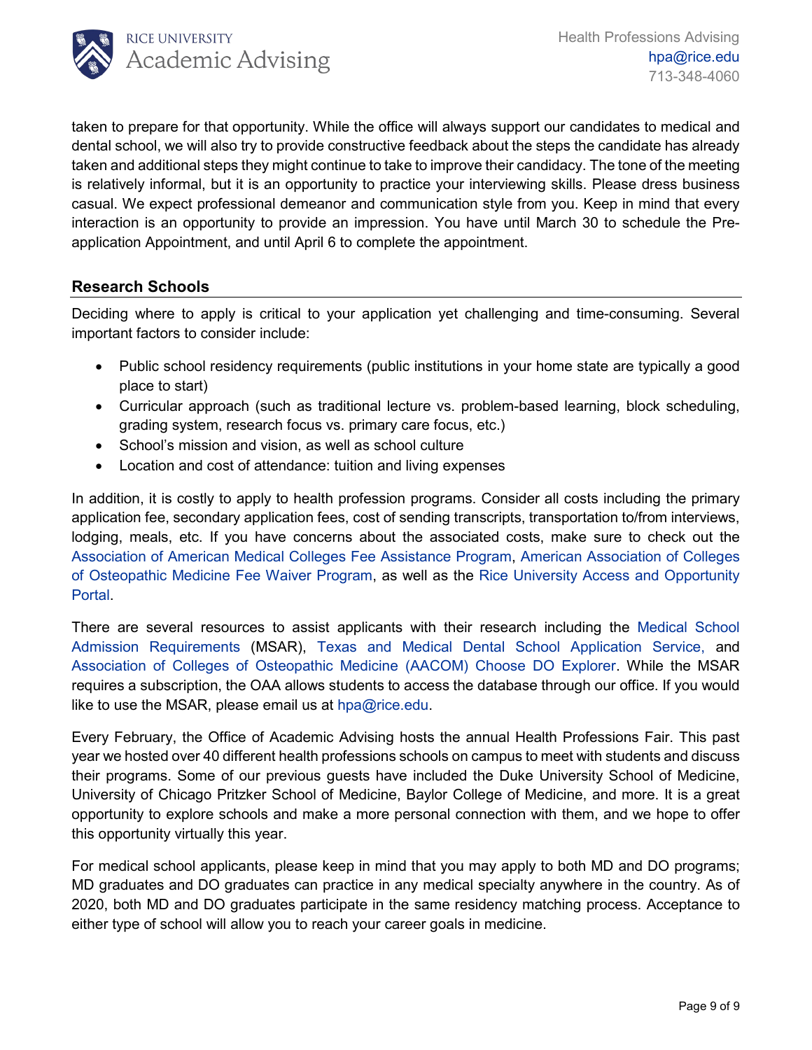taken to prepare for that opportunity. While the office will always support our candidates to medical and dental school, we will also try to provide constructive feedback about the steps the candidate has already taken and additional steps they might continue to take to improve their candidacy. The tone of the meeting is relatively informal, but it is an opportunity to practice your interviewing skills. Please dress business casual. We expect professional demeanor and communication style from you. Keep in mind that every interaction is an opportunity to provide an impression. You have until March 30 to schedule the Pre-application Appointment, and until April 6 to complete the appointment.

## Research Schools

Deciding where to apply is critical to your application yet challenging and time-consuming. Several important factors to consider include:

- Public school residency requirements (public institutions in your home state are typically a good place to start)
- Curricular approach (such as traditional lecture vs. problem-based learning, block scheduling, grading system, research focus vs. primary care focus, etc.)
- School's mission and vision, as well as school culture
- Location and cost of attendance: tuition and living expenses

In addition, it is costly to apply to health profession programs. Consider all costs including the primary application fee, secondary application fees, cost of sending transcripts, transportation to/from interviews, lodging, meals, etc. If you have concerns about the associated costs, make sure to check out the Association of American Medical Colleges Fee Assistance Program, American Association of Colleges of Osteopathic Medicine Fee Waiver Program, as well as the Rice University Access and Opportunity Portal.

There are several resources to assist applicants with their research including the Medical School Admission Requirements (MSAR), Texas and Medical Dental School Application Service, and Association of Colleges of Osteopathic Medicine (AACOM) Choose DO Explorer. While the MSAR requires a subscription, the OAA allows students to access the database through our office. If you would like to use the MSAR, please email us at hpa@rice.edu.

Every February, the Office of Academic Advising hosts the annual Health Professions Fair. This past year we hosted over 40 different health professions schools on campus to meet with students and discuss their programs. Some of our previous guests have included the Duke University School of Medicine, University of Chicago Pritzker School of Medicine, Baylor College of Medicine, and more. It is a great opportunity to explore schools and make a more personal connection with them, and we hope to offer this opportunity virtually this year.

For medical school applicants, please keep in mind that you may apply to both MD and DO programs; MD graduates and DO graduates can practice in any medical specialty anywhere in the country. As of 2020, both MD and DO graduates participate in the same residency matching process. Acceptance to either type of school will allow you to reach your career goals in medicine.